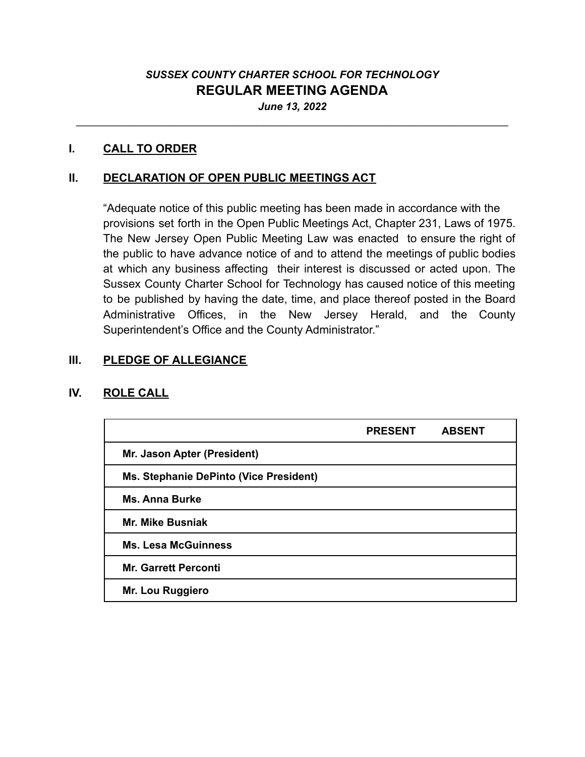*SUSSEX COUNTY CHARTER SCHOOL FOR TECHNOLOGY*

# REGULAR MEETING AGENDA

***June 13, 2022***

---

## I. CALL TO ORDER

## II. DECLARATION OF OPEN PUBLIC MEETINGS ACT

"Adequate notice of this public meeting has been made in accordance with the provisions set forth in the Open Public Meetings Act, Chapter 231, Laws of 1975. The New Jersey Open Public Meeting Law was enacted to ensure the right of the public to have advance notice of and to attend the meetings of public bodies at which any business affecting their interest is discussed or acted upon. The Sussex County Charter School for Technology has caused notice of this meeting to be published by having the date, time, and place thereof posted in the Board Administrative Offices, in the New Jersey Herald, and the County Superintendent's Office and the County Administrator."

## III. PLEDGE OF ALLEGIANCE

## IV. ROLE CALL

| | PRESENT | ABSENT |
|---|---|---|
| **Mr. Jason Apter (President)** | | |
| **Ms. Stephanie DePinto (Vice President)** | | |
| **Ms. Anna Burke** | | |
| **Mr. Mike Busniak** | | |
| **Ms. Lesa McGuinness** | | |
| **Mr. Garrett Perconti** | | |
| **Mr. Lou Ruggiero** | | |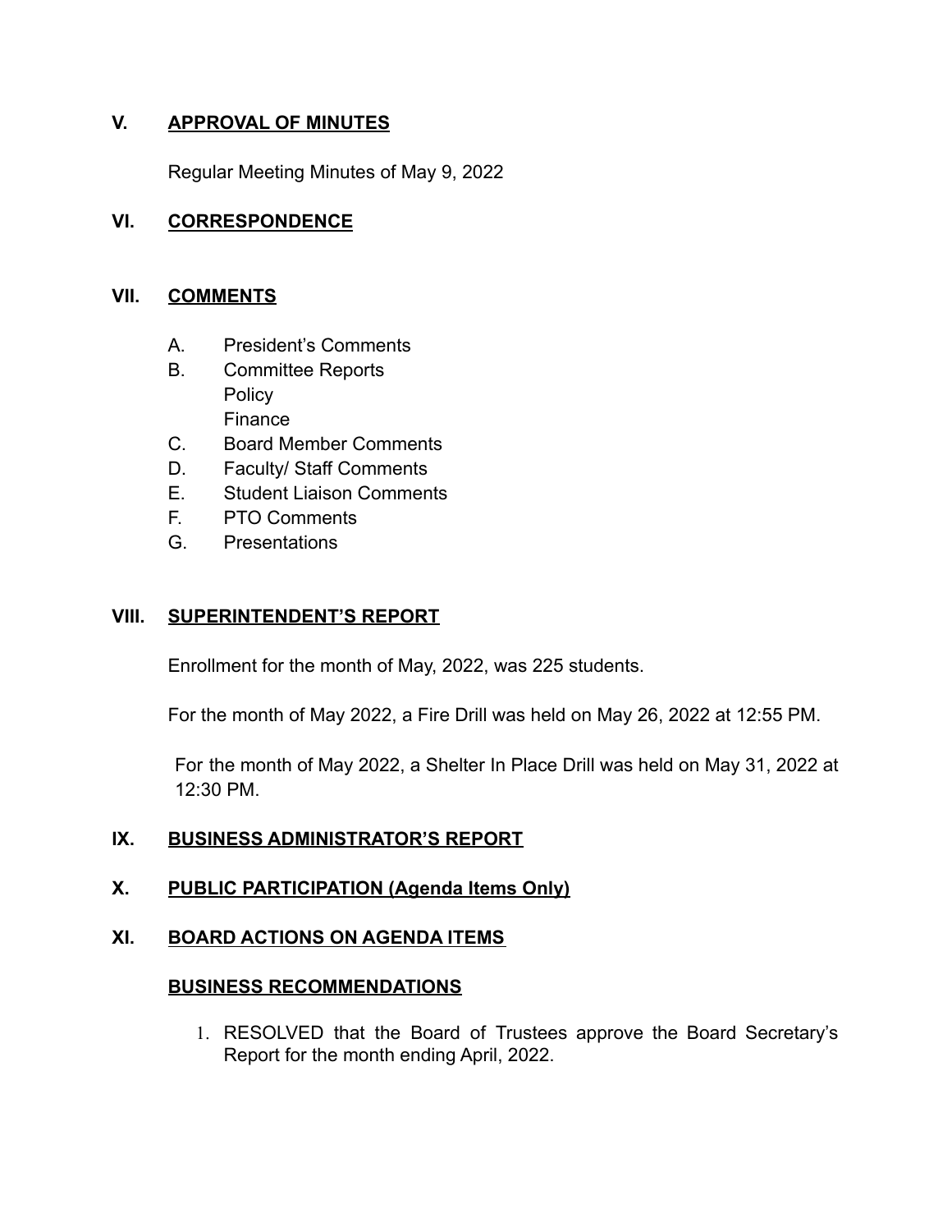## V. APPROVAL OF MINUTES

Regular Meeting Minutes of May 9, 2022

## VI. CORRESPONDENCE

## VII. COMMENTS

A. President's Comments

B. Committee Reports
   Policy
   Finance

C. Board Member Comments

D. Faculty/ Staff Comments

E. Student Liaison Comments

F. PTO Comments

G. Presentations

## VIII. SUPERINTENDENT'S REPORT

Enrollment for the month of May, 2022, was 225 students.

For the month of May 2022, a Fire Drill was held on May 26, 2022 at 12:55 PM.

For the month of May 2022, a Shelter In Place Drill was held on May 31, 2022 at 12:30 PM.

## IX. BUSINESS ADMINISTRATOR'S REPORT

## X. PUBLIC PARTICIPATION (Agenda Items Only)

## XI. BOARD ACTIONS ON AGENDA ITEMS

### BUSINESS RECOMMENDATIONS

1. RESOLVED that the Board of Trustees approve the Board Secretary's Report for the month ending April, 2022.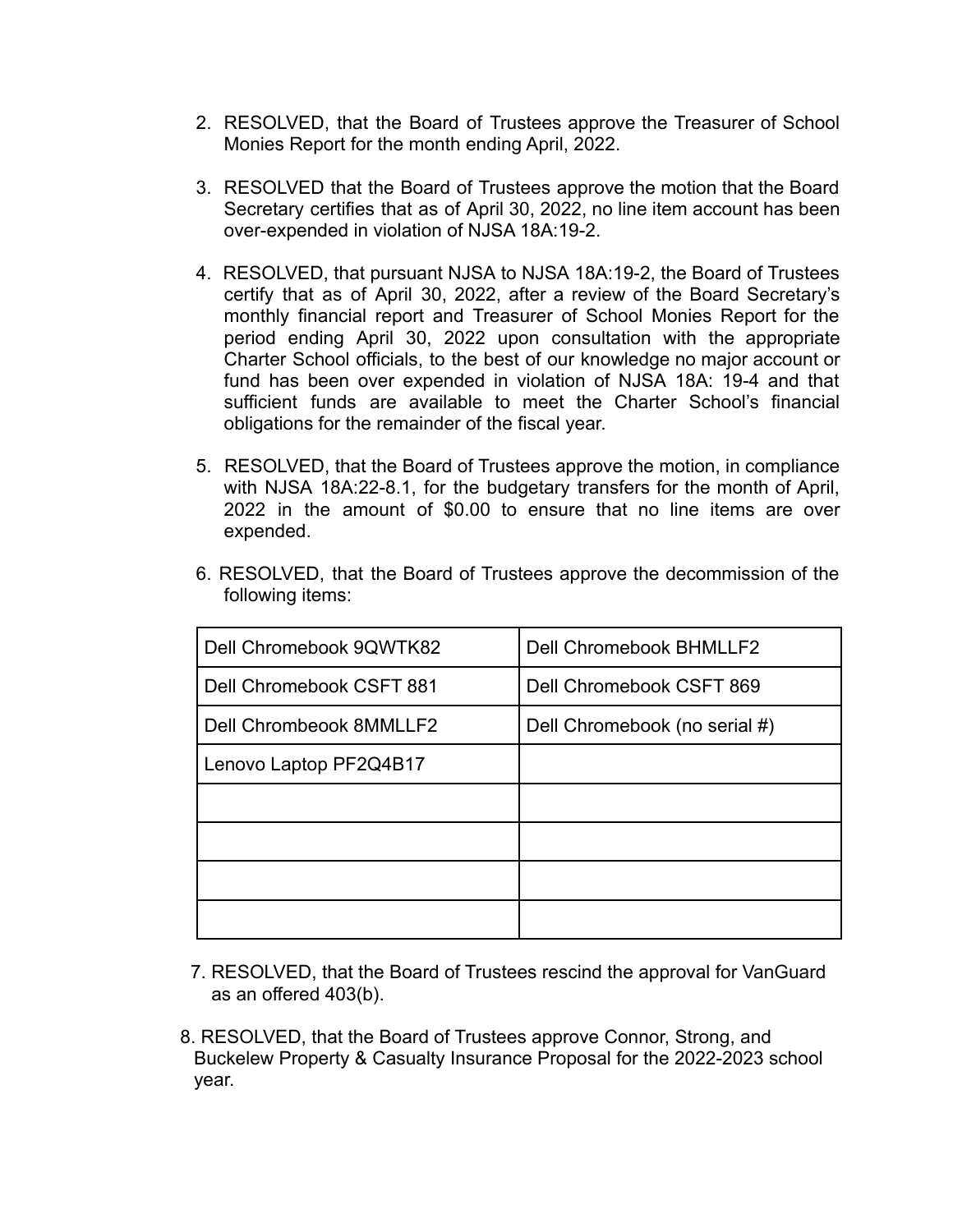2. RESOLVED, that the Board of Trustees approve the Treasurer of School Monies Report for the month ending April, 2022.

3. RESOLVED that the Board of Trustees approve the motion that the Board Secretary certifies that as of April 30, 2022, no line item account has been over-expended in violation of NJSA 18A:19-2.

4. RESOLVED, that pursuant NJSA to NJSA 18A:19-2, the Board of Trustees certify that as of April 30, 2022, after a review of the Board Secretary's monthly financial report and Treasurer of School Monies Report for the period ending April 30, 2022 upon consultation with the appropriate Charter School officials, to the best of our knowledge no major account or fund has been over expended in violation of NJSA 18A: 19-4 and that sufficient funds are available to meet the Charter School's financial obligations for the remainder of the fiscal year.

5. RESOLVED, that the Board of Trustees approve the motion, in compliance with NJSA 18A:22-8.1, for the budgetary transfers for the month of April, 2022 in the amount of $0.00 to ensure that no line items are over expended.

6. RESOLVED, that the Board of Trustees approve the decommission of the following items:

| Dell Chromebook 9QWTK82 | Dell Chromebook BHMLLF2 |
|---|---|
| Dell Chromebook CSFT 881 | Dell Chromebook CSFT 869 |
| Dell Chrombeook 8MMLLF2 | Dell Chromebook (no serial #) |
| Lenovo Laptop PF2Q4B17 | |
| | |
| | |
| | |
| | |

7. RESOLVED, that the Board of Trustees rescind the approval for VanGuard as an offered 403(b).

8. RESOLVED, that the Board of Trustees approve Connor, Strong, and Buckelew Property & Casualty Insurance Proposal for the 2022-2023 school year.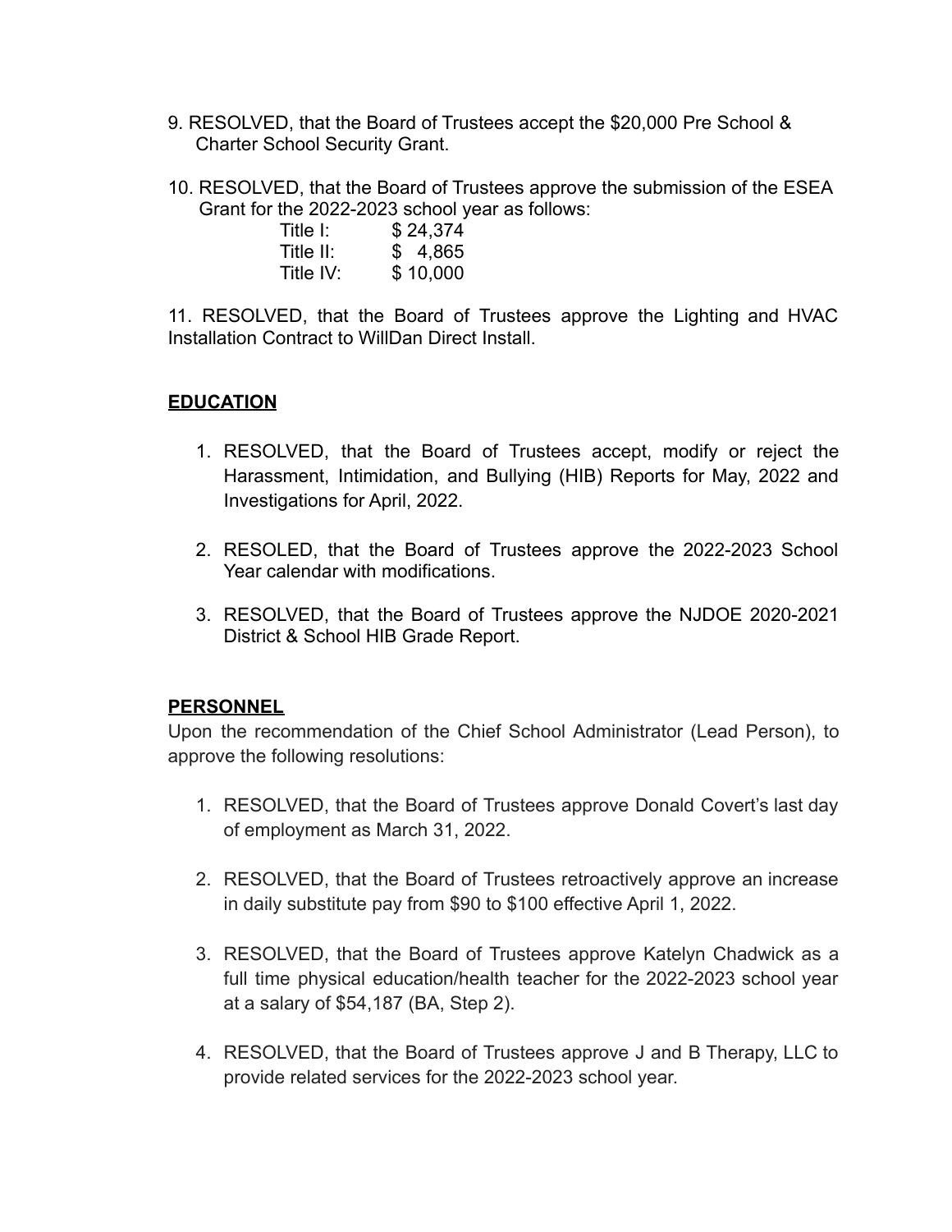9. RESOLVED, that the Board of Trustees accept the $20,000 Pre School & Charter School Security Grant.

10. RESOLVED, that the Board of Trustees approve the submission of the ESEA Grant for the 2022-2023 school year as follows:

| | |
|---|---|
| Title I: | $ 24,374 |
| Title II: | $ 4,865 |
| Title IV: | $ 10,000 |

11. RESOLVED, that the Board of Trustees approve the Lighting and HVAC Installation Contract to WillDan Direct Install.

**EDUCATION**

1. RESOLVED, that the Board of Trustees accept, modify or reject the Harassment, Intimidation, and Bullying (HIB) Reports for May, 2022 and Investigations for April, 2022.
2. RESOLED, that the Board of Trustees approve the 2022-2023 School Year calendar with modifications.
3. RESOLVED, that the Board of Trustees approve the NJDOE 2020-2021 District & School HIB Grade Report.

**PERSONNEL**

Upon the recommendation of the Chief School Administrator (Lead Person), to approve the following resolutions:

1. RESOLVED, that the Board of Trustees approve Donald Covert's last day of employment as March 31, 2022.
2. RESOLVED, that the Board of Trustees retroactively approve an increase in daily substitute pay from $90 to $100 effective April 1, 2022.
3. RESOLVED, that the Board of Trustees approve Katelyn Chadwick as a full time physical education/health teacher for the 2022-2023 school year at a salary of $54,187 (BA, Step 2).
4. RESOLVED, that the Board of Trustees approve J and B Therapy, LLC to provide related services for the 2022-2023 school year.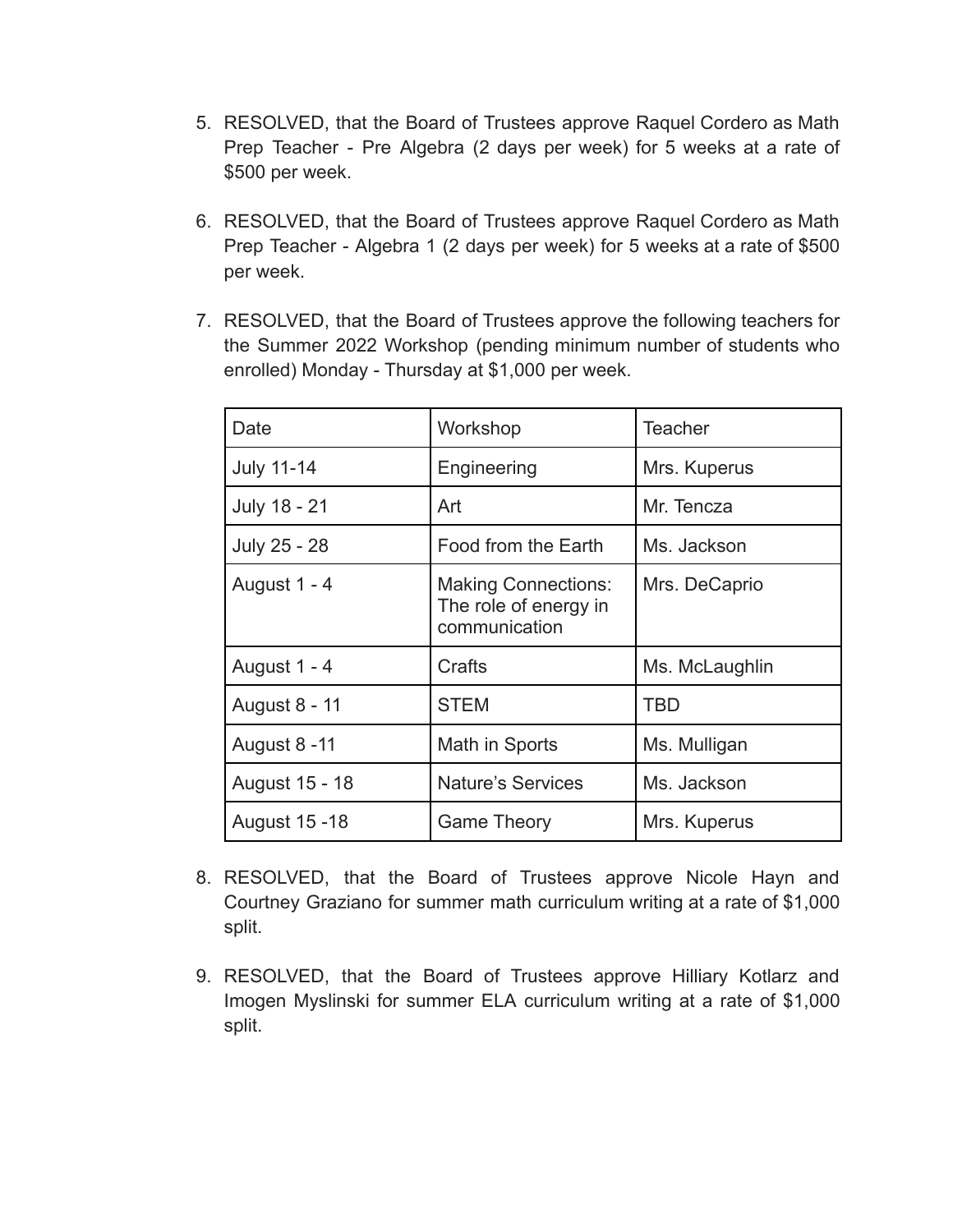5. RESOLVED, that the Board of Trustees approve Raquel Cordero as Math Prep Teacher - Pre Algebra (2 days per week) for 5 weeks at a rate of $500 per week.

6. RESOLVED, that the Board of Trustees approve Raquel Cordero as Math Prep Teacher - Algebra 1 (2 days per week) for 5 weeks at a rate of $500 per week.

7. RESOLVED, that the Board of Trustees approve the following teachers for the Summer 2022 Workshop (pending minimum number of students who enrolled) Monday - Thursday at $1,000 per week.

| Date | Workshop | Teacher |
|---|---|---|
| July 11-14 | Engineering | Mrs. Kuperus |
| July 18 - 21 | Art | Mr. Tencza |
| July 25 - 28 | Food from the Earth | Ms. Jackson |
| August 1 - 4 | Making Connections: The role of energy in communication | Mrs. DeCaprio |
| August 1 - 4 | Crafts | Ms. McLaughlin |
| August 8 - 11 | STEM | TBD |
| August 8 -11 | Math in Sports | Ms. Mulligan |
| August 15 - 18 | Nature's Services | Ms. Jackson |
| August 15 -18 | Game Theory | Mrs. Kuperus |

8. RESOLVED, that the Board of Trustees approve Nicole Hayn and Courtney Graziano for summer math curriculum writing at a rate of $1,000 split.

9. RESOLVED, that the Board of Trustees approve Hilliary Kotlarz and Imogen Myslinski for summer ELA curriculum writing at a rate of $1,000 split.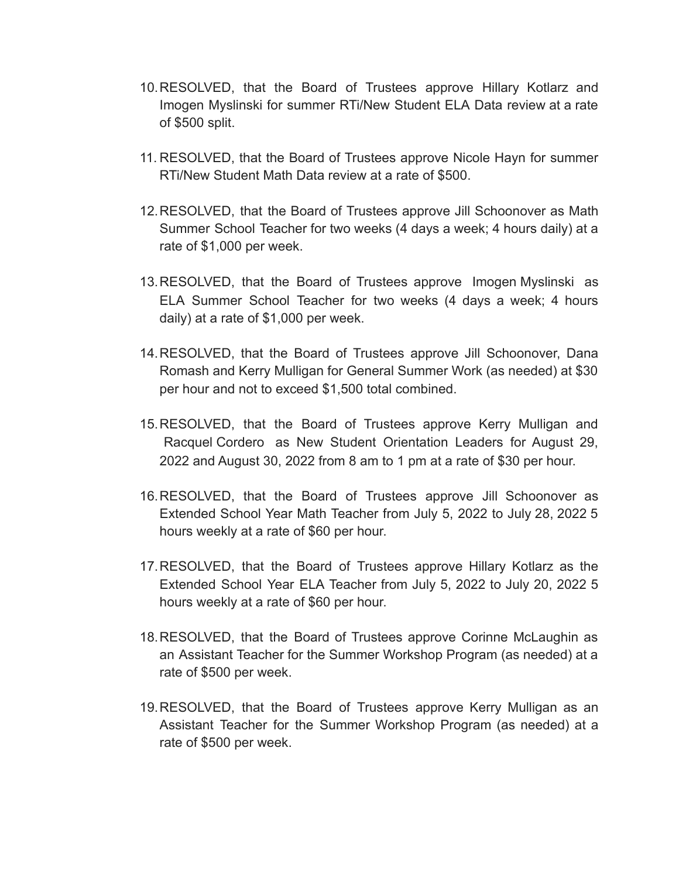10. RESOLVED, that the Board of Trustees approve Hillary Kotlarz and Imogen Myslinski for summer RTi/New Student ELA Data review at a rate of $500 split.

11. RESOLVED, that the Board of Trustees approve Nicole Hayn for summer RTi/New Student Math Data review at a rate of $500.

12. RESOLVED, that the Board of Trustees approve Jill Schoonover as Math Summer School Teacher for two weeks (4 days a week; 4 hours daily) at a rate of $1,000 per week.

13. RESOLVED, that the Board of Trustees approve Imogen Myslinski as ELA Summer School Teacher for two weeks (4 days a week; 4 hours daily) at a rate of $1,000 per week.

14. RESOLVED, that the Board of Trustees approve Jill Schoonover, Dana Romash and Kerry Mulligan for General Summer Work (as needed) at $30 per hour and not to exceed $1,500 total combined.

15. RESOLVED, that the Board of Trustees approve Kerry Mulligan and Racquel Cordero as New Student Orientation Leaders for August 29, 2022 and August 30, 2022 from 8 am to 1 pm at a rate of $30 per hour.

16. RESOLVED, that the Board of Trustees approve Jill Schoonover as Extended School Year Math Teacher from July 5, 2022 to July 28, 2022 5 hours weekly at a rate of $60 per hour.

17. RESOLVED, that the Board of Trustees approve Hillary Kotlarz as the Extended School Year ELA Teacher from July 5, 2022 to July 20, 2022 5 hours weekly at a rate of $60 per hour.

18. RESOLVED, that the Board of Trustees approve Corinne McLaughin as an Assistant Teacher for the Summer Workshop Program (as needed) at a rate of $500 per week.

19. RESOLVED, that the Board of Trustees approve Kerry Mulligan as an Assistant Teacher for the Summer Workshop Program (as needed) at a rate of $500 per week.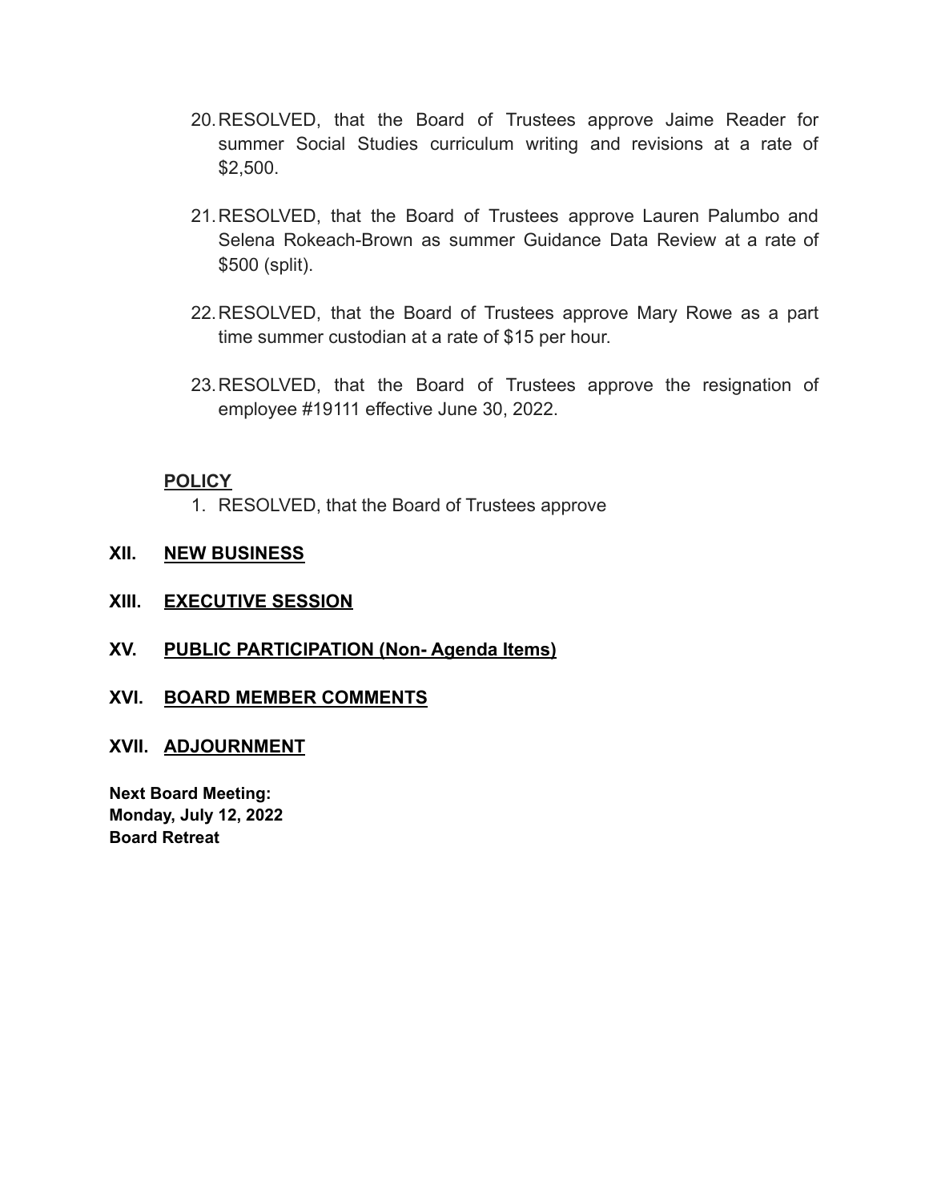20. RESOLVED, that the Board of Trustees approve Jaime Reader for summer Social Studies curriculum writing and revisions at a rate of $2,500.

21. RESOLVED, that the Board of Trustees approve Lauren Palumbo and Selena Rokeach-Brown as summer Guidance Data Review at a rate of $500 (split).

22. RESOLVED, that the Board of Trustees approve Mary Rowe as a part time summer custodian at a rate of $15 per hour.

23. RESOLVED, that the Board of Trustees approve the resignation of employee #19111 effective June 30, 2022.

**POLICY**

1. RESOLVED, that the Board of Trustees approve

## XII. NEW BUSINESS

## XIII. EXECUTIVE SESSION

## XV. PUBLIC PARTICIPATION (Non- Agenda Items)

## XVI. BOARD MEMBER COMMENTS

## XVII. ADJOURNMENT

**Next Board Meeting:**
**Monday, July 12, 2022**
**Board Retreat**